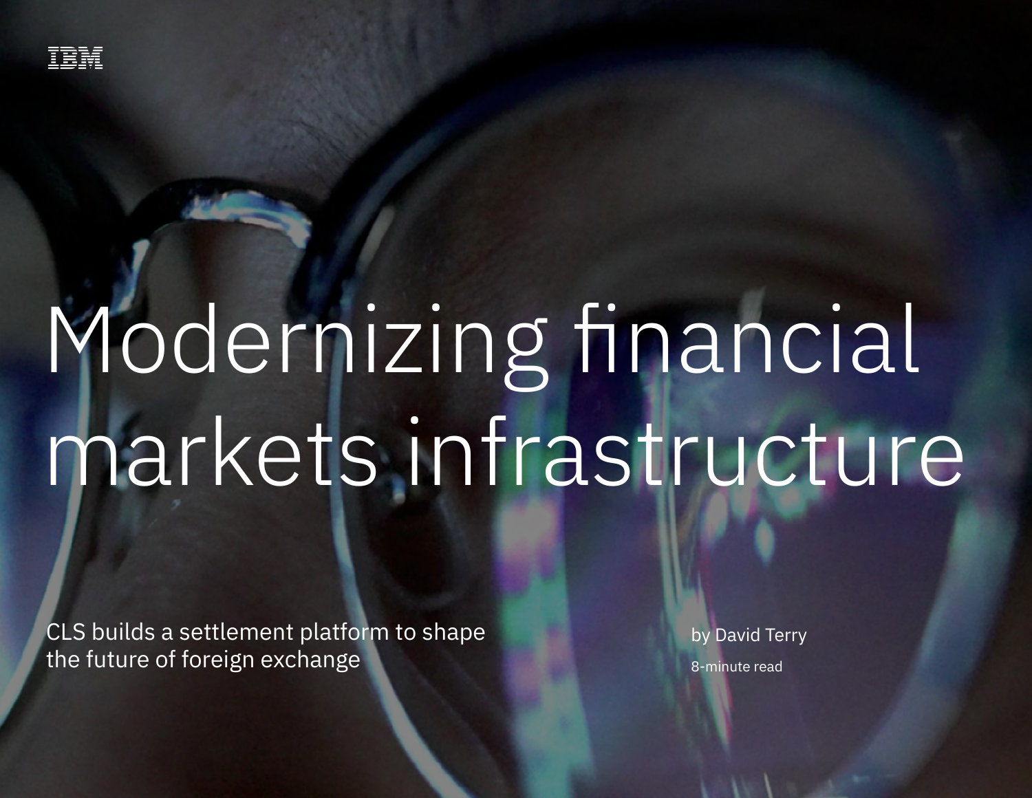IBM

# Modernizing financial markets infrastructure

CLS builds a settlement platform to shape the future of foreign exchange

by David Terry

8-minute read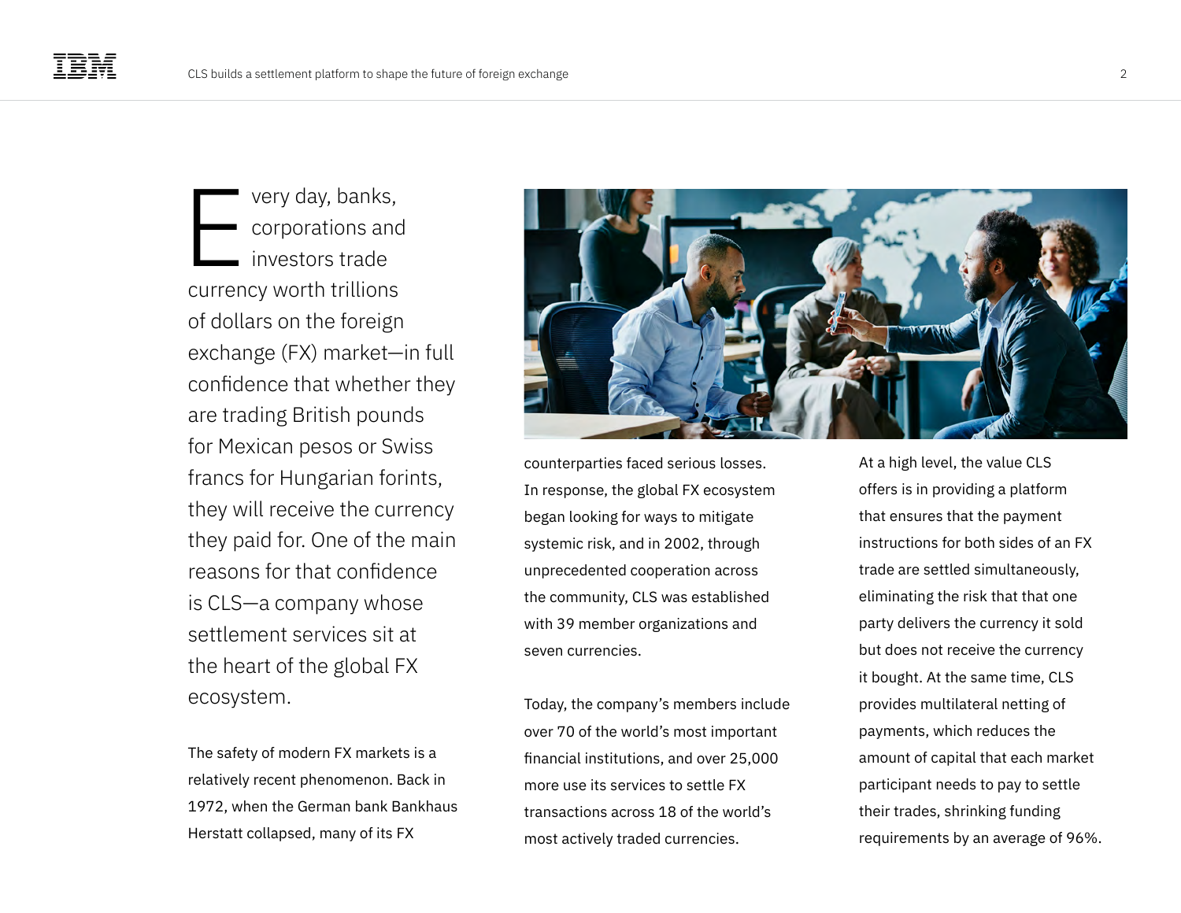Every day, banks, corporations and investors trade currency worth trillions of dollars on the foreign exchange (FX) market—in full confidence that whether they are trading British pounds for Mexican pesos or Swiss francs for Hungarian forints, they will receive the currency they paid for. One of the main reasons for that confidence is CLS—a company whose settlement services sit at the heart of the global FX ecosystem.

The safety of modern FX markets is a relatively recent phenomenon. Back in 1972, when the German bank Bankhaus Herstatt collapsed, many of its FX counterparties faced serious losses. In response, the global FX ecosystem began looking for ways to mitigate systemic risk, and in 2002, through unprecedented cooperation across the community, CLS was established with 39 member organizations and seven currencies.

Today, the company's members include over 70 of the world's most important financial institutions, and over 25,000 more use its services to settle FX transactions across 18 of the world's most actively traded currencies.

At a high level, the value CLS offers is in providing a platform that ensures that the payment instructions for both sides of an FX trade are settled simultaneously, eliminating the risk that that one party delivers the currency it sold but does not receive the currency it bought. At the same time, CLS provides multilateral netting of payments, which reduces the amount of capital that each market participant needs to pay to settle their trades, shrinking funding requirements by an average of 96%.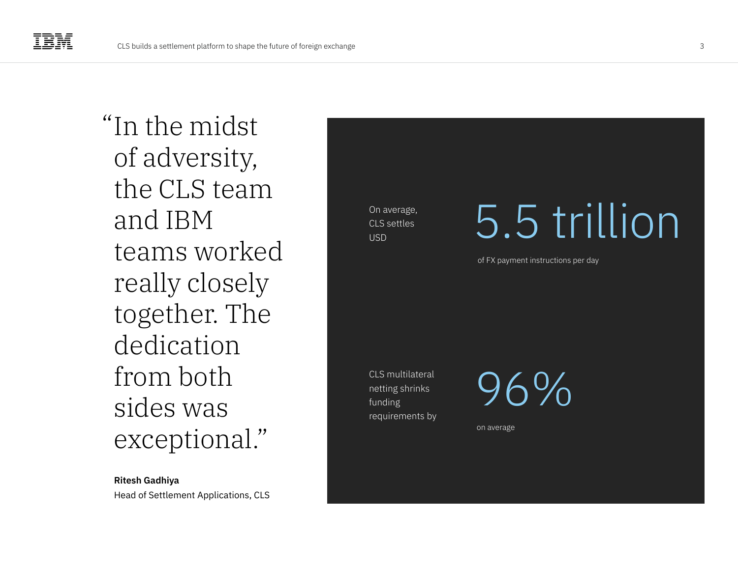> "In the midst of adversity, the CLS team and IBM teams worked really closely together. The dedication from both sides was exceptional."

**Ritesh Gadhiya**
Head of Settlement Applications, CLS

On average, CLS settles USD

5.5 trillion

of FX payment instructions per day

CLS multilateral netting shrinks funding requirements by

96%

on average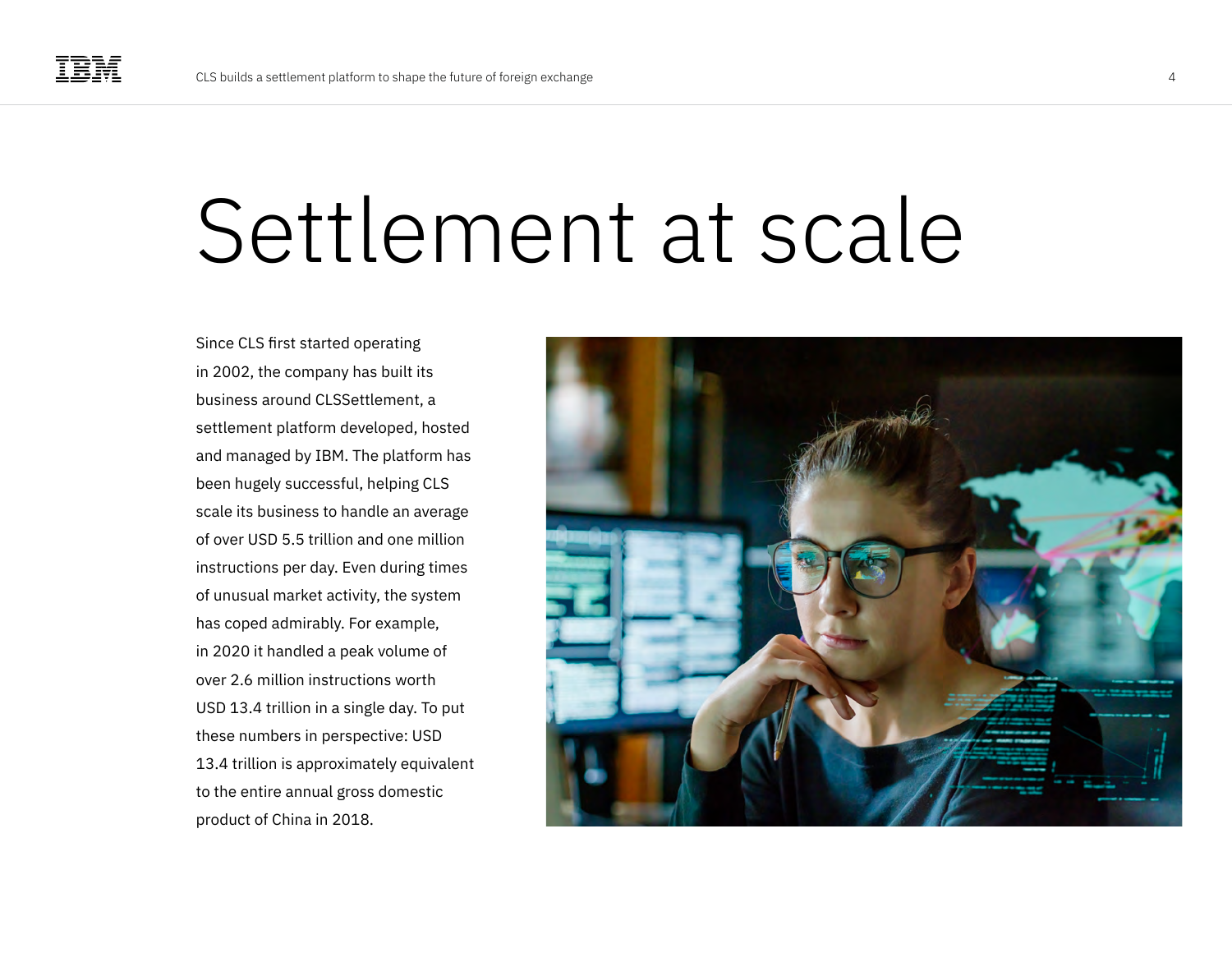# Settlement at scale

Since CLS first started operating in 2002, the company has built its business around CLSSettlement, a settlement platform developed, hosted and managed by IBM. The platform has been hugely successful, helping CLS scale its business to handle an average of over USD 5.5 trillion and one million instructions per day. Even during times of unusual market activity, the system has coped admirably. For example, in 2020 it handled a peak volume of over 2.6 million instructions worth USD 13.4 trillion in a single day. To put these numbers in perspective: USD 13.4 trillion is approximately equivalent to the entire annual gross domestic product of China in 2018.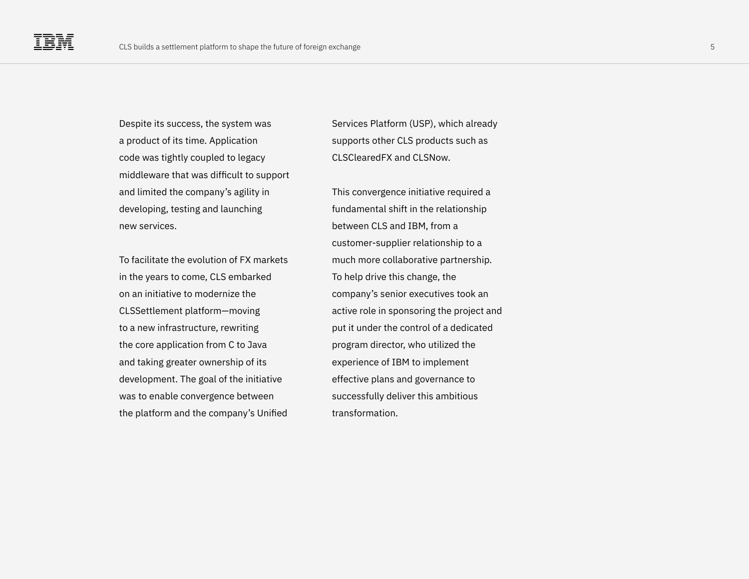Despite its success, the system was a product of its time. Application code was tightly coupled to legacy middleware that was difficult to support and limited the company's agility in developing, testing and launching new services.

To facilitate the evolution of FX markets in the years to come, CLS embarked on an initiative to modernize the CLSSettlement platform—moving to a new infrastructure, rewriting the core application from C to Java and taking greater ownership of its development. The goal of the initiative was to enable convergence between the platform and the company's Unified Services Platform (USP), which already supports other CLS products such as CLSClearedFX and CLSNow.

This convergence initiative required a fundamental shift in the relationship between CLS and IBM, from a customer-supplier relationship to a much more collaborative partnership. To help drive this change, the company's senior executives took an active role in sponsoring the project and put it under the control of a dedicated program director, who utilized the experience of IBM to implement effective plans and governance to successfully deliver this ambitious transformation.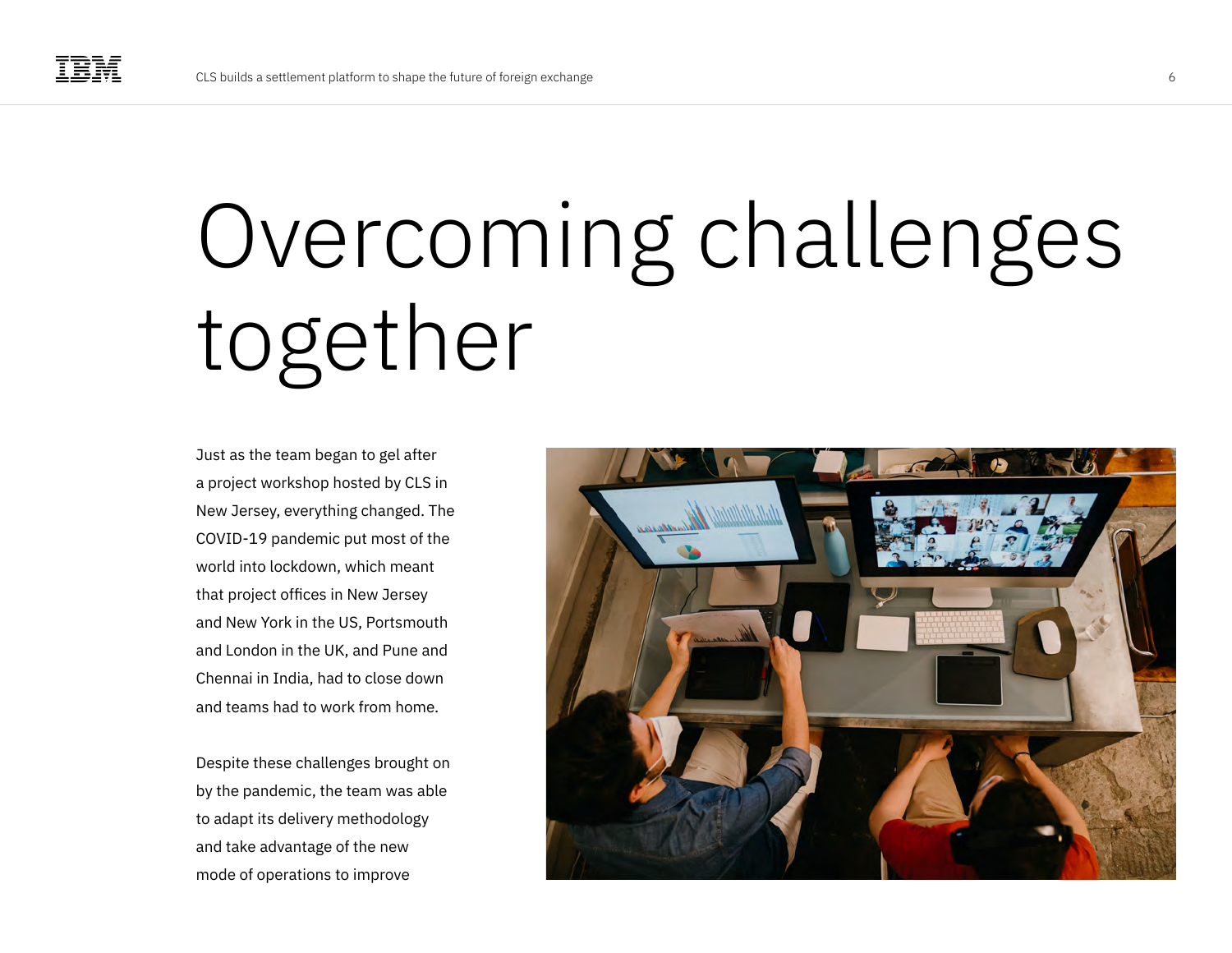# Overcoming challenges together

Just as the team began to gel after a project workshop hosted by CLS in New Jersey, everything changed. The COVID-19 pandemic put most of the world into lockdown, which meant that project offices in New Jersey and New York in the US, Portsmouth and London in the UK, and Pune and Chennai in India, had to close down and teams had to work from home.

Despite these challenges brought on by the pandemic, the team was able to adapt its delivery methodology and take advantage of the new mode of operations to improve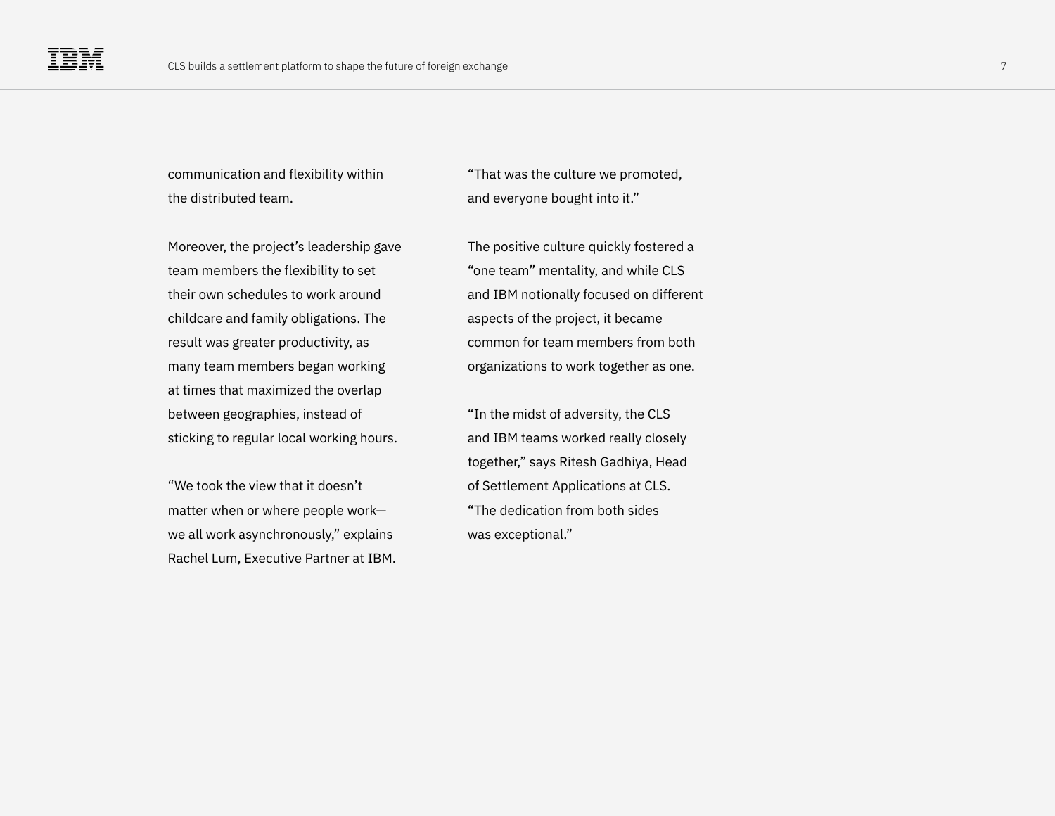communication and flexibility within the distributed team.

Moreover, the project's leadership gave team members the flexibility to set their own schedules to work around childcare and family obligations. The result was greater productivity, as many team members began working at times that maximized the overlap between geographies, instead of sticking to regular local working hours.

"We took the view that it doesn't matter when or where people work—we all work asynchronously," explains Rachel Lum, Executive Partner at IBM. "That was the culture we promoted, and everyone bought into it."

The positive culture quickly fostered a "one team" mentality, and while CLS and IBM notionally focused on different aspects of the project, it became common for team members from both organizations to work together as one.

"In the midst of adversity, the CLS and IBM teams worked really closely together," says Ritesh Gadhiya, Head of Settlement Applications at CLS. "The dedication from both sides was exceptional."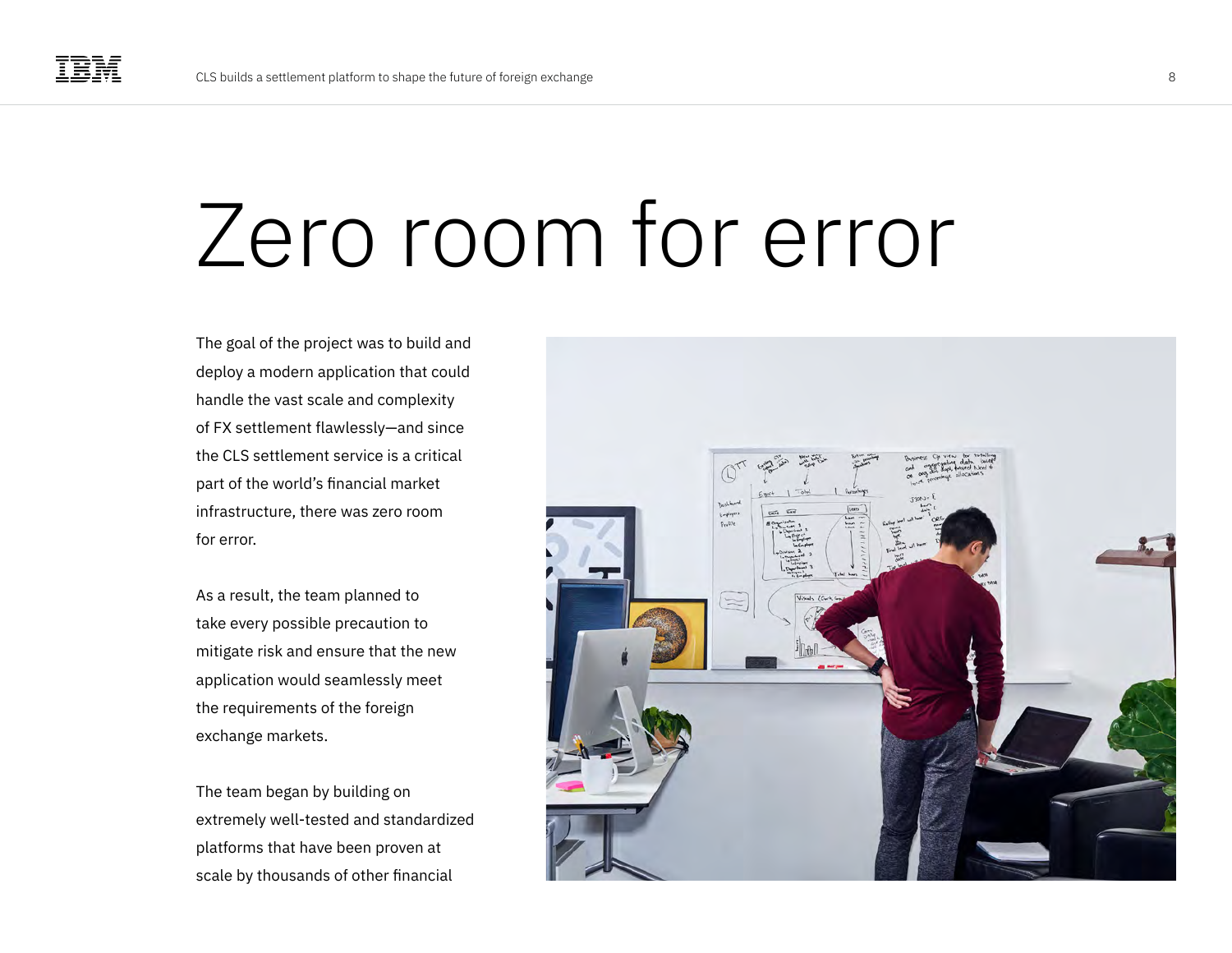# Zero room for error

The goal of the project was to build and deploy a modern application that could handle the vast scale and complexity of FX settlement flawlessly—and since the CLS settlement service is a critical part of the world's financial market infrastructure, there was zero room for error.

As a result, the team planned to take every possible precaution to mitigate risk and ensure that the new application would seamlessly meet the requirements of the foreign exchange markets.

The team began by building on extremely well-tested and standardized platforms that have been proven at scale by thousands of other financial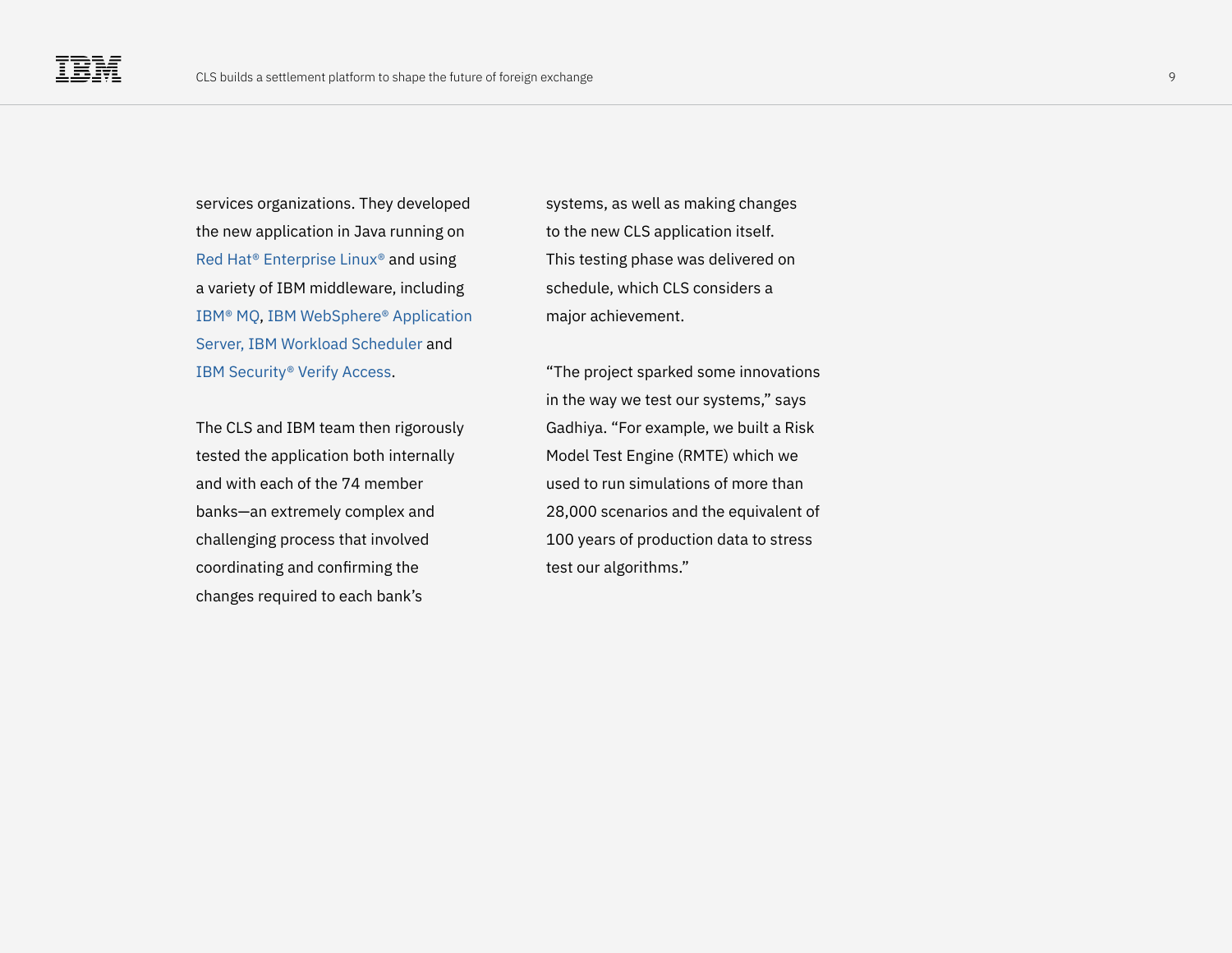services organizations. They developed the new application in Java running on Red Hat® Enterprise Linux® and using a variety of IBM middleware, including IBM® MQ, IBM WebSphere® Application Server, IBM Workload Scheduler and IBM Security® Verify Access.

The CLS and IBM team then rigorously tested the application both internally and with each of the 74 member banks—an extremely complex and challenging process that involved coordinating and confirming the changes required to each bank's systems, as well as making changes to the new CLS application itself. This testing phase was delivered on schedule, which CLS considers a major achievement.

"The project sparked some innovations in the way we test our systems," says Gadhiya. "For example, we built a Risk Model Test Engine (RMTE) which we used to run simulations of more than 28,000 scenarios and the equivalent of 100 years of production data to stress test our algorithms."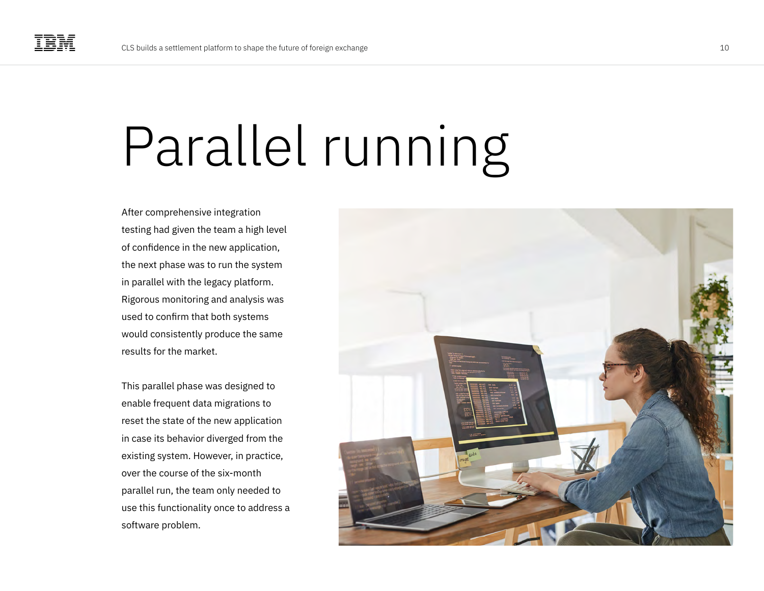# Parallel running

After comprehensive integration testing had given the team a high level of confidence in the new application, the next phase was to run the system in parallel with the legacy platform. Rigorous monitoring and analysis was used to confirm that both systems would consistently produce the same results for the market.

This parallel phase was designed to enable frequent data migrations to reset the state of the new application in case its behavior diverged from the existing system. However, in practice, over the course of the six-month parallel run, the team only needed to use this functionality once to address a software problem.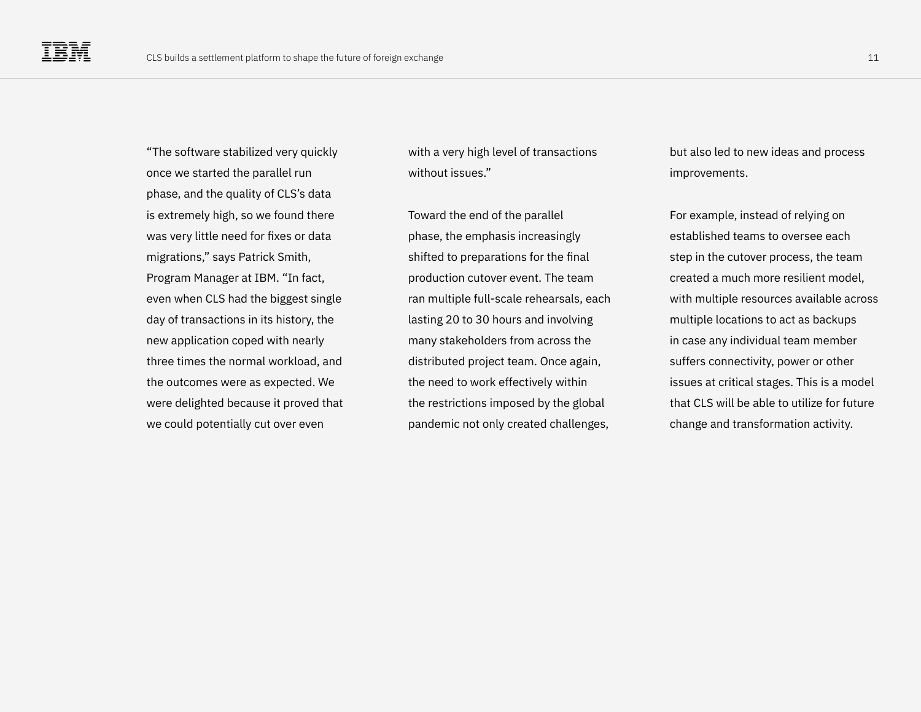"The software stabilized very quickly once we started the parallel run phase, and the quality of CLS's data is extremely high, so we found there was very little need for fixes or data migrations," says Patrick Smith, Program Manager at IBM. "In fact, even when CLS had the biggest single day of transactions in its history, the new application coped with nearly three times the normal workload, and the outcomes were as expected. We were delighted because it proved that we could potentially cut over even with a very high level of transactions without issues."

Toward the end of the parallel phase, the emphasis increasingly shifted to preparations for the final production cutover event. The team ran multiple full-scale rehearsals, each lasting 20 to 30 hours and involving many stakeholders from across the distributed project team. Once again, the need to work effectively within the restrictions imposed by the global pandemic not only created challenges, but also led to new ideas and process improvements.

For example, instead of relying on established teams to oversee each step in the cutover process, the team created a much more resilient model, with multiple resources available across multiple locations to act as backups in case any individual team member suffers connectivity, power or other issues at critical stages. This is a model that CLS will be able to utilize for future change and transformation activity.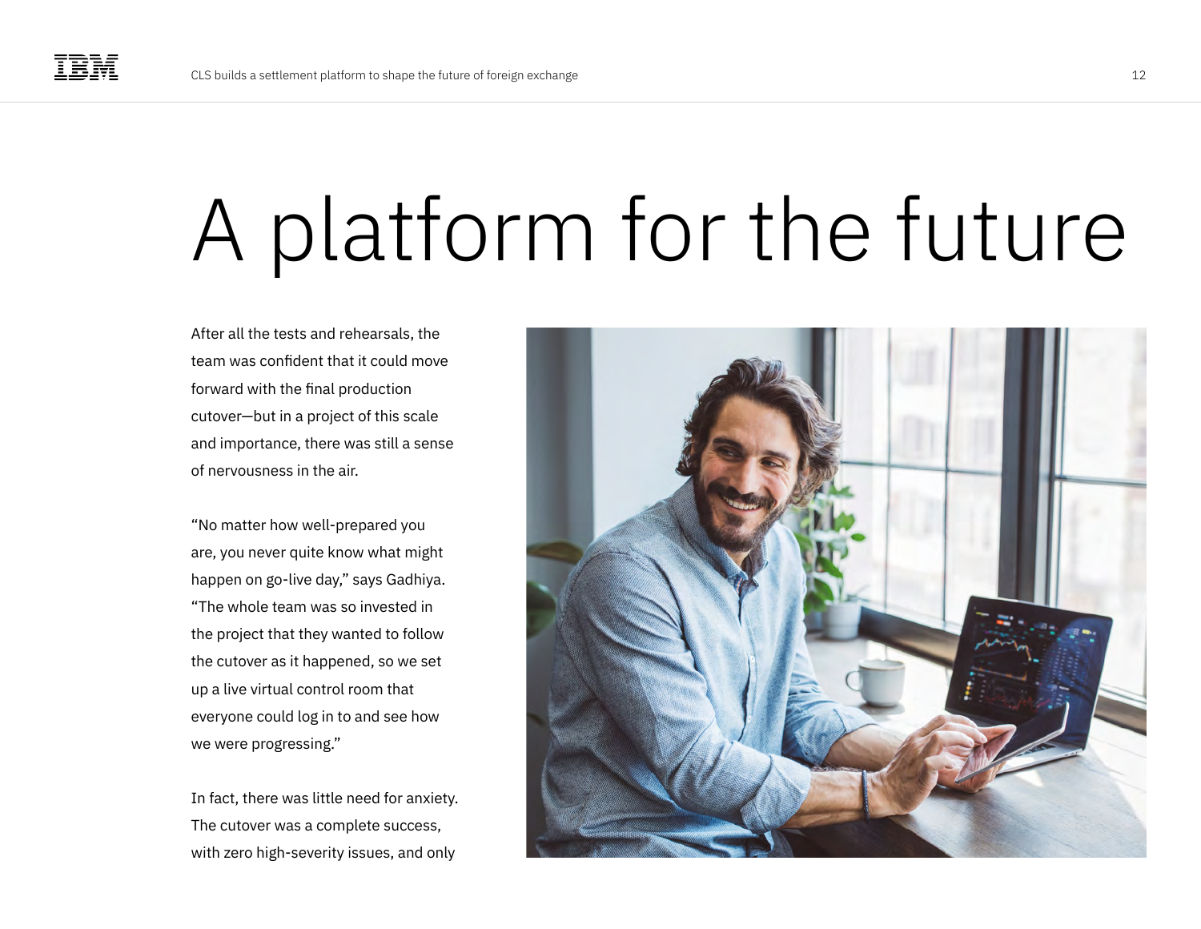# A platform for the future

After all the tests and rehearsals, the team was confident that it could move forward with the final production cutover—but in a project of this scale and importance, there was still a sense of nervousness in the air.

"No matter how well-prepared you are, you never quite know what might happen on go-live day," says Gadhiya. "The whole team was so invested in the project that they wanted to follow the cutover as it happened, so we set up a live virtual control room that everyone could log in to and see how we were progressing."

In fact, there was little need for anxiety. The cutover was a complete success, with zero high-severity issues, and only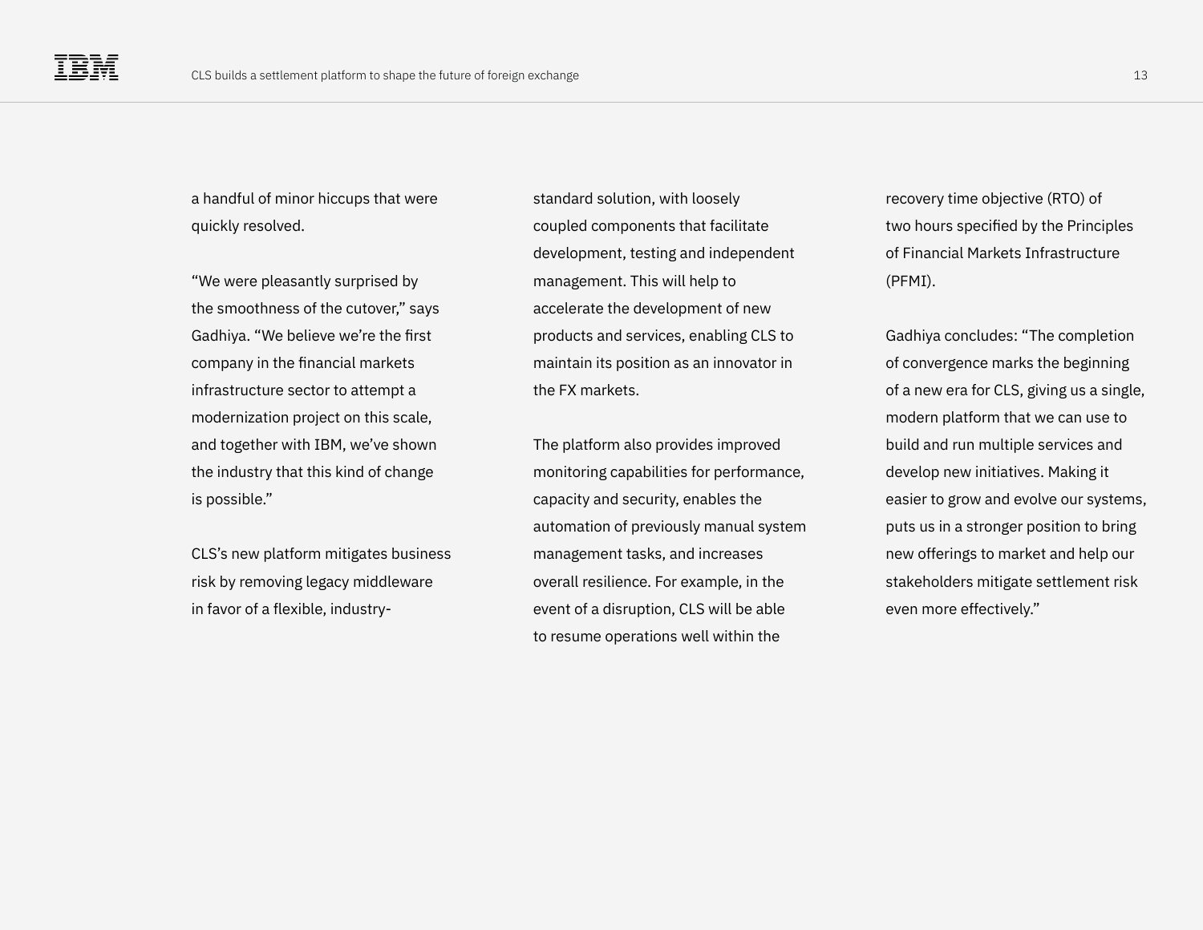a handful of minor hiccups that were quickly resolved.

"We were pleasantly surprised by the smoothness of the cutover," says Gadhiya. "We believe we're the first company in the financial markets infrastructure sector to attempt a modernization project on this scale, and together with IBM, we've shown the industry that this kind of change is possible."

CLS's new platform mitigates business risk by removing legacy middleware in favor of a flexible, industry-standard solution, with loosely coupled components that facilitate development, testing and independent management. This will help to accelerate the development of new products and services, enabling CLS to maintain its position as an innovator in the FX markets.

The platform also provides improved monitoring capabilities for performance, capacity and security, enables the automation of previously manual system management tasks, and increases overall resilience. For example, in the event of a disruption, CLS will be able to resume operations well within the recovery time objective (RTO) of two hours specified by the Principles of Financial Markets Infrastructure (PFMI).

Gadhiya concludes: "The completion of convergence marks the beginning of a new era for CLS, giving us a single, modern platform that we can use to build and run multiple services and develop new initiatives. Making it easier to grow and evolve our systems, puts us in a stronger position to bring new offerings to market and help our stakeholders mitigate settlement risk even more effectively."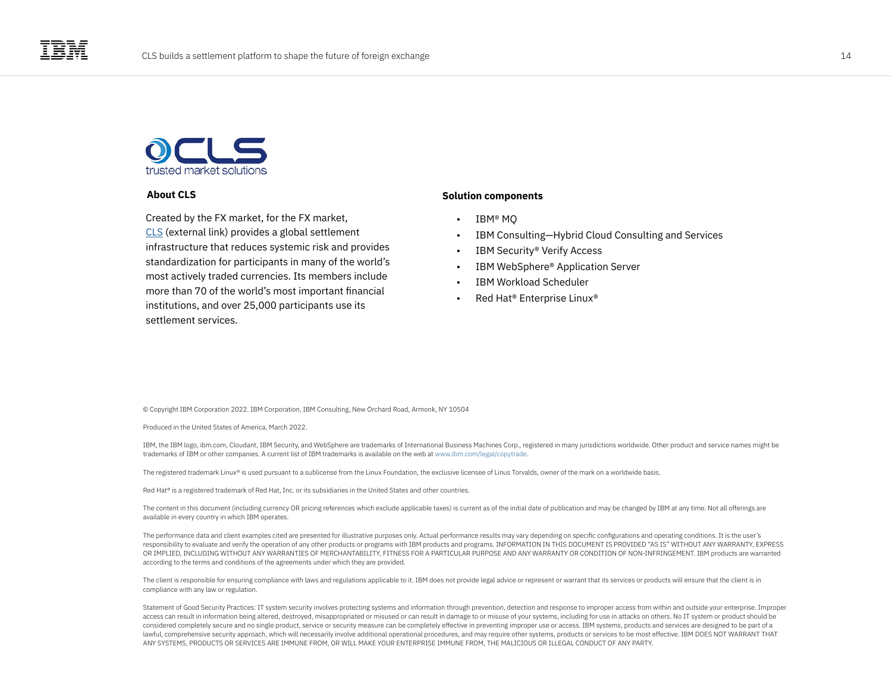## About CLS

Created by the FX market, for the FX market, CLS (external link) provides a global settlement infrastructure that reduces systemic risk and provides standardization for participants in many of the world's most actively traded currencies. Its members include more than 70 of the world's most important financial institutions, and over 25,000 participants use its settlement services.

## Solution components

- IBM® MQ
- IBM Consulting—Hybrid Cloud Consulting and Services
- IBM Security® Verify Access
- IBM WebSphere® Application Server
- IBM Workload Scheduler
- Red Hat® Enterprise Linux®

© Copyright IBM Corporation 2022. IBM Corporation, IBM Consulting, New Orchard Road, Armonk, NY 10504

Produced in the United States of America, March 2022.

IBM, the IBM logo, ibm.com, Cloudant, IBM Security, and WebSphere are trademarks of International Business Machines Corp., registered in many jurisdictions worldwide. Other product and service names might be trademarks of IBM or other companies. A current list of IBM trademarks is available on the web at www.ibm.com/legal/copytrade.

The registered trademark Linux® is used pursuant to a sublicense from the Linux Foundation, the exclusive licensee of Linus Torvalds, owner of the mark on a worldwide basis.

Red Hat® is a registered trademark of Red Hat, Inc. or its subsidiaries in the United States and other countries.

The content in this document (including currency OR pricing references which exclude applicable taxes) is current as of the initial date of publication and may be changed by IBM at any time. Not all offerings are available in every country in which IBM operates.

The performance data and client examples cited are presented for illustrative purposes only. Actual performance results may vary depending on specific configurations and operating conditions. It is the user's responsibility to evaluate and verify the operation of any other products or programs with IBM products and programs. INFORMATION IN THIS DOCUMENT IS PROVIDED "AS IS" WITHOUT ANY WARRANTY, EXPRESS OR IMPLIED, INCLUDING WITHOUT ANY WARRANTIES OF MERCHANTABILITY, FITNESS FOR A PARTICULAR PURPOSE AND ANY WARRANTY OR CONDITION OF NON-INFRINGEMENT. IBM products are warranted according to the terms and conditions of the agreements under which they are provided.

The client is responsible for ensuring compliance with laws and regulations applicable to it. IBM does not provide legal advice or represent or warrant that its services or products will ensure that the client is in compliance with any law or regulation.

Statement of Good Security Practices: IT system security involves protecting systems and information through prevention, detection and response to improper access from within and outside your enterprise. Improper access can result in information being altered, destroyed, misappropriated or misused or can result in damage to or misuse of your systems, including for use in attacks on others. No IT system or product should be considered completely secure and no single product, service or security measure can be completely effective in preventing improper use or access. IBM systems, products and services are designed to be part of a lawful, comprehensive security approach, which will necessarily involve additional operational procedures, and may require other systems, products or services to be most effective. IBM DOES NOT WARRANT THAT ANY SYSTEMS, PRODUCTS OR SERVICES ARE IMMUNE FROM, OR WILL MAKE YOUR ENTERPRISE IMMUNE FROM, THE MALICIOUS OR ILLEGAL CONDUCT OF ANY PARTY.